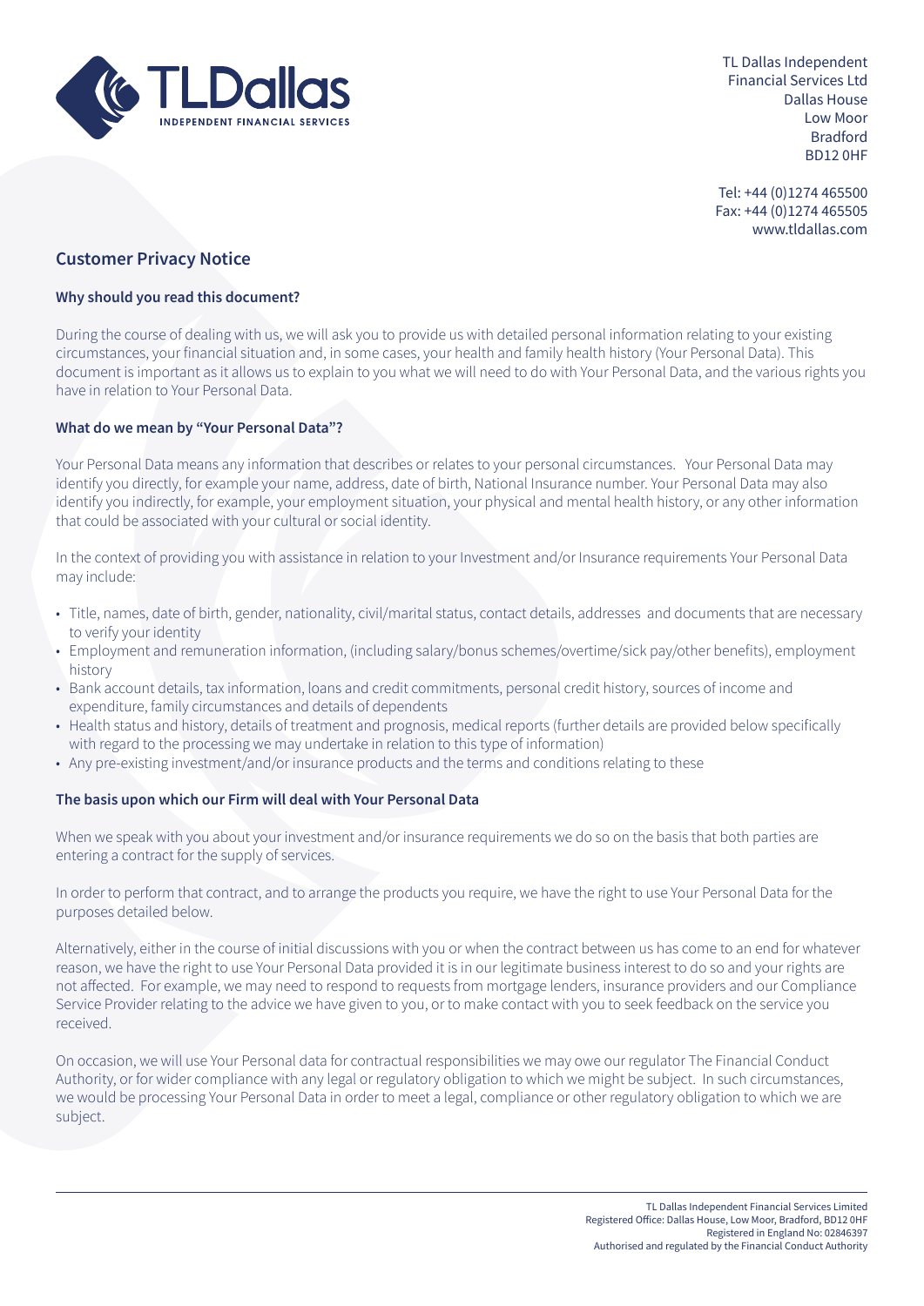TL Dallas Independent Financial Services Ltd
Dallas House
Low Moor
Bradford
BD12 0HF

Tel: +44 (0)1274 465500
Fax: +44 (0)1274 465505
www.tldallas.com

## Customer Privacy Notice

### Why should you read this document?

During the course of dealing with us, we will ask you to provide us with detailed personal information relating to your existing circumstances, your financial situation and, in some cases, your health and family health history (Your Personal Data). This document is important as it allows us to explain to you what we will need to do with Your Personal Data, and the various rights you have in relation to Your Personal Data.

### What do we mean by "Your Personal Data"?

Your Personal Data means any information that describes or relates to your personal circumstances. Your Personal Data may identify you directly, for example your name, address, date of birth, National Insurance number. Your Personal Data may also identify you indirectly, for example, your employment situation, your physical and mental health history, or any other information that could be associated with your cultural or social identity.

In the context of providing you with assistance in relation to your Investment and/or Insurance requirements Your Personal Data may include:

- Title, names, date of birth, gender, nationality, civil/marital status, contact details, addresses and documents that are necessary to verify your identity
- Employment and remuneration information, (including salary/bonus schemes/overtime/sick pay/other benefits), employment history
- Bank account details, tax information, loans and credit commitments, personal credit history, sources of income and expenditure, family circumstances and details of dependents
- Health status and history, details of treatment and prognosis, medical reports (further details are provided below specifically with regard to the processing we may undertake in relation to this type of information)
- Any pre-existing investment/and/or insurance products and the terms and conditions relating to these

### The basis upon which our Firm will deal with Your Personal Data

When we speak with you about your investment and/or insurance requirements we do so on the basis that both parties are entering a contract for the supply of services.

In order to perform that contract, and to arrange the products you require, we have the right to use Your Personal Data for the purposes detailed below.

Alternatively, either in the course of initial discussions with you or when the contract between us has come to an end for whatever reason, we have the right to use Your Personal Data provided it is in our legitimate business interest to do so and your rights are not affected. For example, we may need to respond to requests from mortgage lenders, insurance providers and our Compliance Service Provider relating to the advice we have given to you, or to make contact with you to seek feedback on the service you received.

On occasion, we will use Your Personal data for contractual responsibilities we may owe our regulator The Financial Conduct Authority, or for wider compliance with any legal or regulatory obligation to which we might be subject. In such circumstances, we would be processing Your Personal Data in order to meet a legal, compliance or other regulatory obligation to which we are subject.

TL Dallas Independent Financial Services Limited
Registered Office: Dallas House, Low Moor, Bradford, BD12 0HF
Registered in England No: 02846397
Authorised and regulated by the Financial Conduct Authority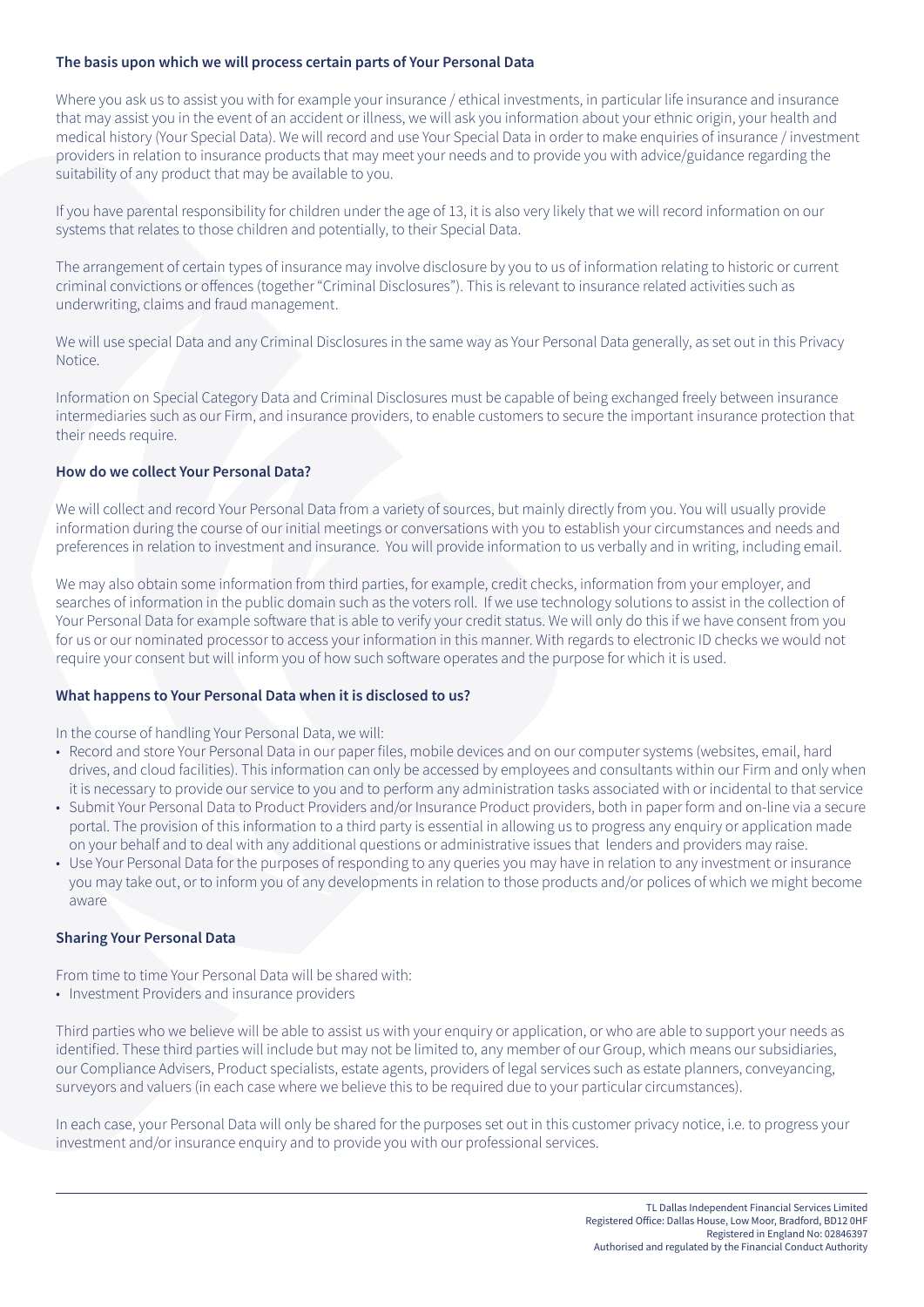### The basis upon which we will process certain parts of Your Personal Data

Where you ask us to assist you with for example your insurance / ethical investments, in particular life insurance and insurance that may assist you in the event of an accident or illness, we will ask you information about your ethnic origin, your health and medical history (Your Special Data). We will record and use Your Special Data in order to make enquiries of insurance / investment providers in relation to insurance products that may meet your needs and to provide you with advice/guidance regarding the suitability of any product that may be available to you.

If you have parental responsibility for children under the age of 13, it is also very likely that we will record information on our systems that relates to those children and potentially, to their Special Data.

The arrangement of certain types of insurance may involve disclosure by you to us of information relating to historic or current criminal convictions or offences (together "Criminal Disclosures"). This is relevant to insurance related activities such as underwriting, claims and fraud management.

We will use special Data and any Criminal Disclosures in the same way as Your Personal Data generally, as set out in this Privacy Notice.

Information on Special Category Data and Criminal Disclosures must be capable of being exchanged freely between insurance intermediaries such as our Firm, and insurance providers, to enable customers to secure the important insurance protection that their needs require.

### How do we collect Your Personal Data?

We will collect and record Your Personal Data from a variety of sources, but mainly directly from you. You will usually provide information during the course of our initial meetings or conversations with you to establish your circumstances and needs and preferences in relation to investment and insurance. You will provide information to us verbally and in writing, including email.

We may also obtain some information from third parties, for example, credit checks, information from your employer, and searches of information in the public domain such as the voters roll. If we use technology solutions to assist in the collection of Your Personal Data for example software that is able to verify your credit status. We will only do this if we have consent from you for us or our nominated processor to access your information in this manner. With regards to electronic ID checks we would not require your consent but will inform you of how such software operates and the purpose for which it is used.

### What happens to Your Personal Data when it is disclosed to us?

In the course of handling Your Personal Data, we will:

- Record and store Your Personal Data in our paper files, mobile devices and on our computer systems (websites, email, hard drives, and cloud facilities). This information can only be accessed by employees and consultants within our Firm and only when it is necessary to provide our service to you and to perform any administration tasks associated with or incidental to that service
- Submit Your Personal Data to Product Providers and/or Insurance Product providers, both in paper form and on-line via a secure portal. The provision of this information to a third party is essential in allowing us to progress any enquiry or application made on your behalf and to deal with any additional questions or administrative issues that lenders and providers may raise.
- Use Your Personal Data for the purposes of responding to any queries you may have in relation to any investment or insurance you may take out, or to inform you of any developments in relation to those products and/or polices of which we might become aware

### Sharing Your Personal Data

From time to time Your Personal Data will be shared with:

- Investment Providers and insurance providers

Third parties who we believe will be able to assist us with your enquiry or application, or who are able to support your needs as identified. These third parties will include but may not be limited to, any member of our Group, which means our subsidiaries, our Compliance Advisers, Product specialists, estate agents, providers of legal services such as estate planners, conveyancing, surveyors and valuers (in each case where we believe this to be required due to your particular circumstances).

In each case, your Personal Data will only be shared for the purposes set out in this customer privacy notice, i.e. to progress your investment and/or insurance enquiry and to provide you with our professional services.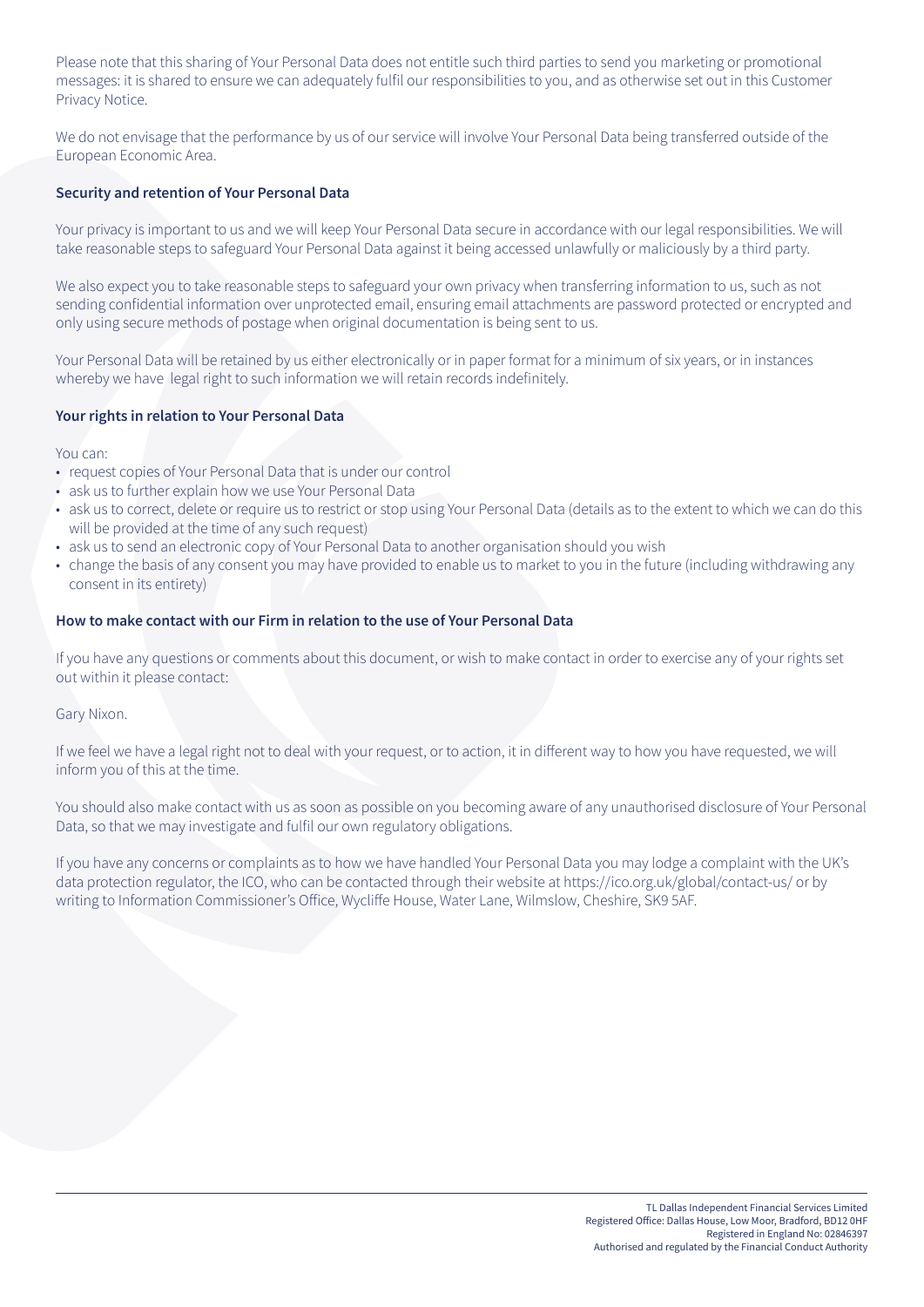Please note that this sharing of Your Personal Data does not entitle such third parties to send you marketing or promotional messages: it is shared to ensure we can adequately fulfil our responsibilities to you, and as otherwise set out in this Customer Privacy Notice.

We do not envisage that the performance by us of our service will involve Your Personal Data being transferred outside of the European Economic Area.

**Security and retention of Your Personal Data**

Your privacy is important to us and we will keep Your Personal Data secure in accordance with our legal responsibilities. We will take reasonable steps to safeguard Your Personal Data against it being accessed unlawfully or maliciously by a third party.

We also expect you to take reasonable steps to safeguard your own privacy when transferring information to us, such as not sending confidential information over unprotected email, ensuring email attachments are password protected or encrypted and only using secure methods of postage when original documentation is being sent to us.

Your Personal Data will be retained by us either electronically or in paper format for a minimum of six years, or in instances whereby we have legal right to such information we will retain records indefinitely.

**Your rights in relation to Your Personal Data**

You can:

- request copies of Your Personal Data that is under our control
- ask us to further explain how we use Your Personal Data
- ask us to correct, delete or require us to restrict or stop using Your Personal Data (details as to the extent to which we can do this will be provided at the time of any such request)
- ask us to send an electronic copy of Your Personal Data to another organisation should you wish
- change the basis of any consent you may have provided to enable us to market to you in the future (including withdrawing any consent in its entirety)

**How to make contact with our Firm in relation to the use of Your Personal Data**

If you have any questions or comments about this document, or wish to make contact in order to exercise any of your rights set out within it please contact:

Gary Nixon.

If we feel we have a legal right not to deal with your request, or to action, it in different way to how you have requested, we will inform you of this at the time.

You should also make contact with us as soon as possible on you becoming aware of any unauthorised disclosure of Your Personal Data, so that we may investigate and fulfil our own regulatory obligations.

If you have any concerns or complaints as to how we have handled Your Personal Data you may lodge a complaint with the UK's data protection regulator, the ICO, who can be contacted through their website at https://ico.org.uk/global/contact-us/ or by writing to Information Commissioner's Office, Wycliffe House, Water Lane, Wilmslow, Cheshire, SK9 5AF.

TL Dallas Independent Financial Services Limited
Registered Office: Dallas House, Low Moor, Bradford, BD12 0HF
Registered in England No: 02846397
Authorised and regulated by the Financial Conduct Authority